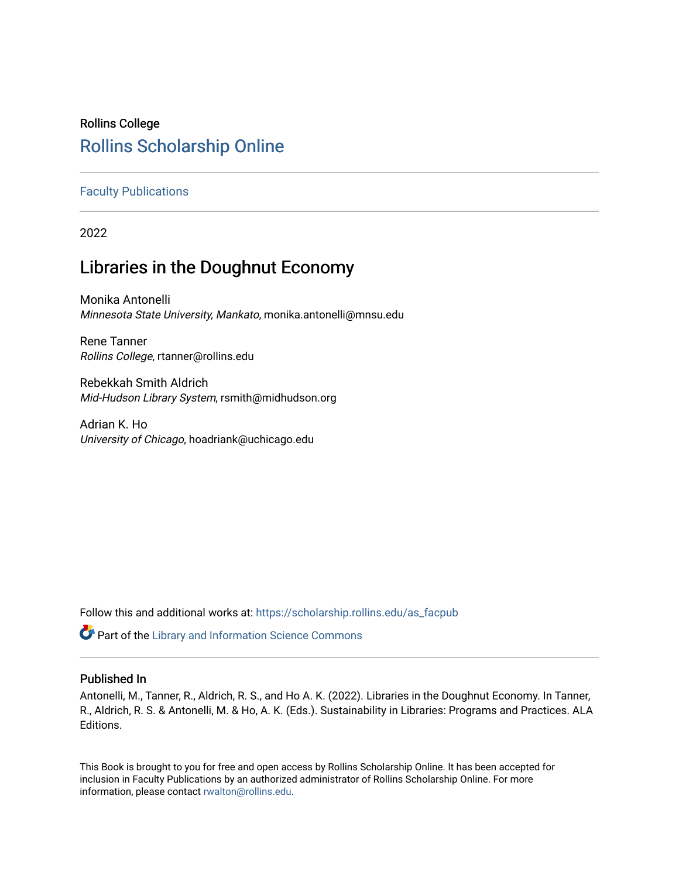Rollins College

# Rollins Scholarship Online

Faculty Publications

2022

## Libraries in the Doughnut Economy

Monika Antonelli
*Minnesota State University, Mankato*, monika.antonelli@mnsu.edu

Rene Tanner
*Rollins College*, rtanner@rollins.edu

Rebekkah Smith Aldrich
*Mid-Hudson Library System*, rsmith@midhudson.org

Adrian K. Ho
*University of Chicago*, hoadriank@uchicago.edu

Follow this and additional works at: https://scholarship.rollins.edu/as_facpub

Part of the Library and Information Science Commons

### Published In

Antonelli, M., Tanner, R., Aldrich, R. S., and Ho A. K. (2022). Libraries in the Doughnut Economy. In Tanner, R., Aldrich, R. S. & Antonelli, M. & Ho, A. K. (Eds.). Sustainability in Libraries: Programs and Practices. ALA Editions.

This Book is brought to you for free and open access by Rollins Scholarship Online. It has been accepted for inclusion in Faculty Publications by an authorized administrator of Rollins Scholarship Online. For more information, please contact rwalton@rollins.edu.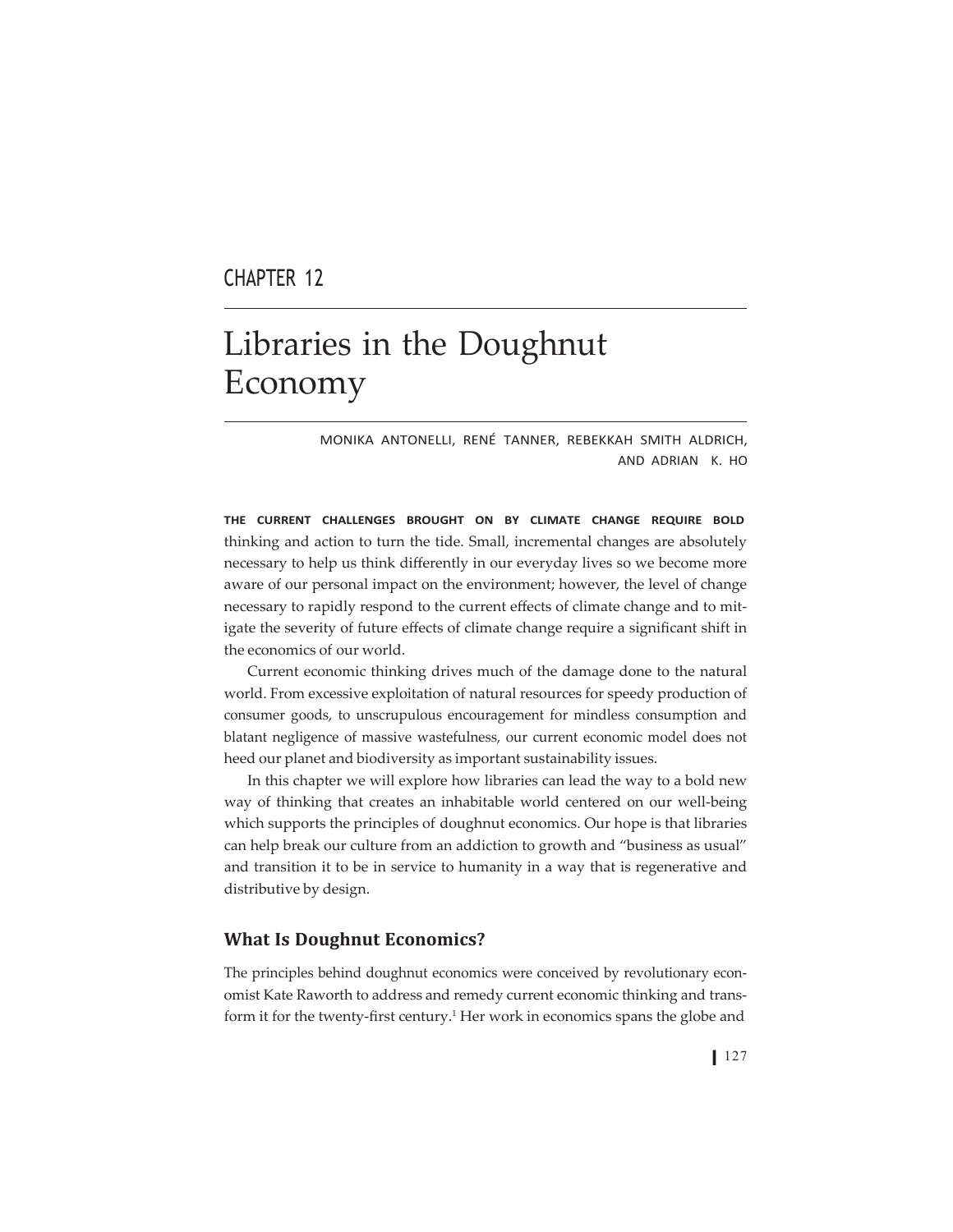CHAPTER 12

# Libraries in the Doughnut Economy

MONIKA ANTONELLI, RENÉ TANNER, REBEKKAH SMITH ALDRICH, AND ADRIAN K. HO

**THE CURRENT CHALLENGES BROUGHT ON BY CLIMATE CHANGE REQUIRE BOLD** thinking and action to turn the tide. Small, incremental changes are absolutely necessary to help us think differently in our everyday lives so we become more aware of our personal impact on the environment; however, the level of change necessary to rapidly respond to the current effects of climate change and to mitigate the severity of future effects of climate change require a significant shift in the economics of our world.

Current economic thinking drives much of the damage done to the natural world. From excessive exploitation of natural resources for speedy production of consumer goods, to unscrupulous encouragement for mindless consumption and blatant negligence of massive wastefulness, our current economic model does not heed our planet and biodiversity as important sustainability issues.

In this chapter we will explore how libraries can lead the way to a bold new way of thinking that creates an inhabitable world centered on our well-being which supports the principles of doughnut economics. Our hope is that libraries can help break our culture from an addiction to growth and "business as usual" and transition it to be in service to humanity in a way that is regenerative and distributive by design.

## What Is Doughnut Economics?

The principles behind doughnut economics were conceived by revolutionary economist Kate Raworth to address and remedy current economic thinking and transform it for the twenty-first century.[1] Her work in economics spans the globe and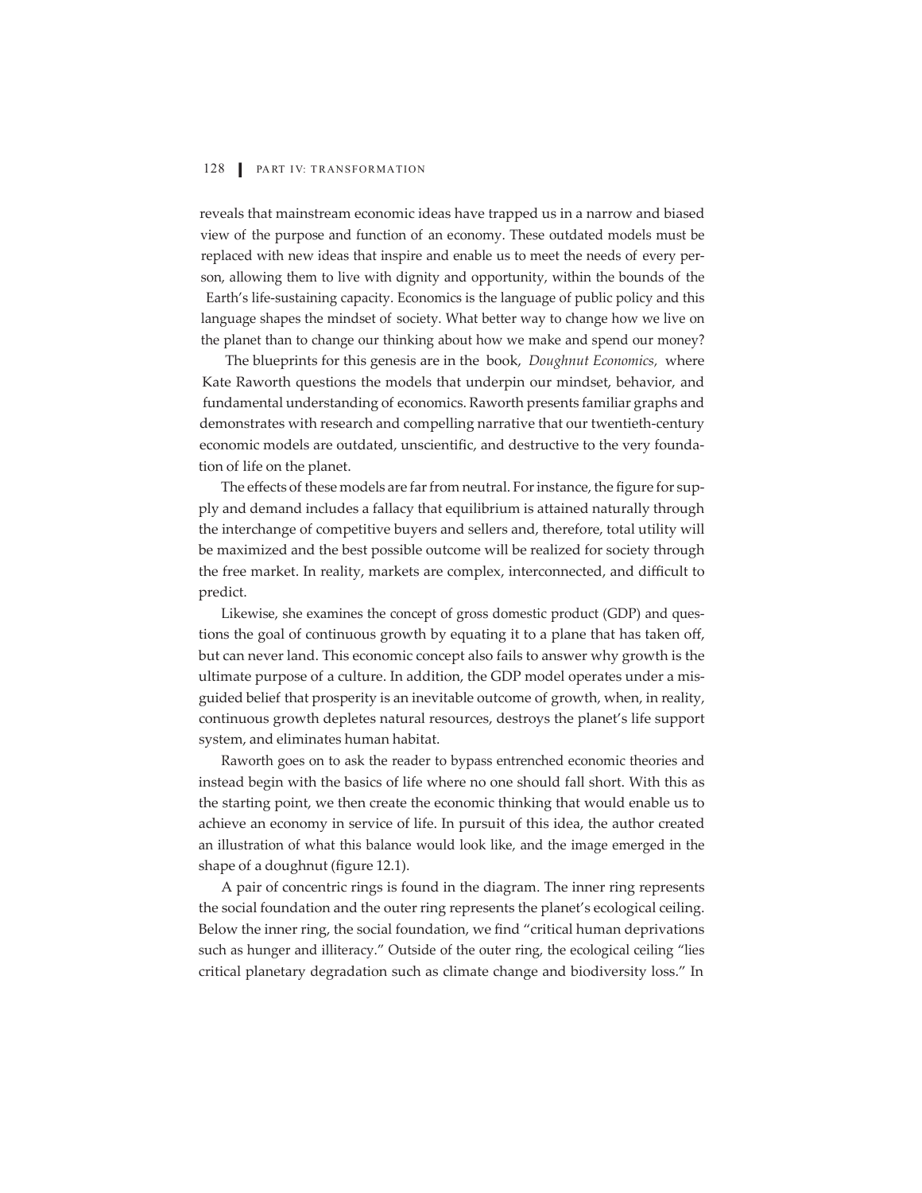reveals that mainstream economic ideas have trapped us in a narrow and biased view of the purpose and function of an economy. These outdated models must be replaced with new ideas that inspire and enable us to meet the needs of every person, allowing them to live with dignity and opportunity, within the bounds of the Earth's life-sustaining capacity. Economics is the language of public policy and this language shapes the mindset of society. What better way to change how we live on the planet than to change our thinking about how we make and spend our money?

The blueprints for this genesis are in the book, *Doughnut Economics,* where Kate Raworth questions the models that underpin our mindset, behavior, and fundamental understanding of economics. Raworth presents familiar graphs and demonstrates with research and compelling narrative that our twentieth-century economic models are outdated, unscientific, and destructive to the very foundation of life on the planet.

The effects of these models are far from neutral. For instance, the figure for supply and demand includes a fallacy that equilibrium is attained naturally through the interchange of competitive buyers and sellers and, therefore, total utility will be maximized and the best possible outcome will be realized for society through the free market. In reality, markets are complex, interconnected, and difficult to predict.

Likewise, she examines the concept of gross domestic product (GDP) and questions the goal of continuous growth by equating it to a plane that has taken off, but can never land. This economic concept also fails to answer why growth is the ultimate purpose of a culture. In addition, the GDP model operates under a misguided belief that prosperity is an inevitable outcome of growth, when, in reality, continuous growth depletes natural resources, destroys the planet's life support system, and eliminates human habitat.

Raworth goes on to ask the reader to bypass entrenched economic theories and instead begin with the basics of life where no one should fall short. With this as the starting point, we then create the economic thinking that would enable us to achieve an economy in service of life. In pursuit of this idea, the author created an illustration of what this balance would look like, and the image emerged in the shape of a doughnut (figure 12.1).

A pair of concentric rings is found in the diagram. The inner ring represents the social foundation and the outer ring represents the planet's ecological ceiling. Below the inner ring, the social foundation, we find "critical human deprivations such as hunger and illiteracy." Outside of the outer ring, the ecological ceiling "lies critical planetary degradation such as climate change and biodiversity loss." In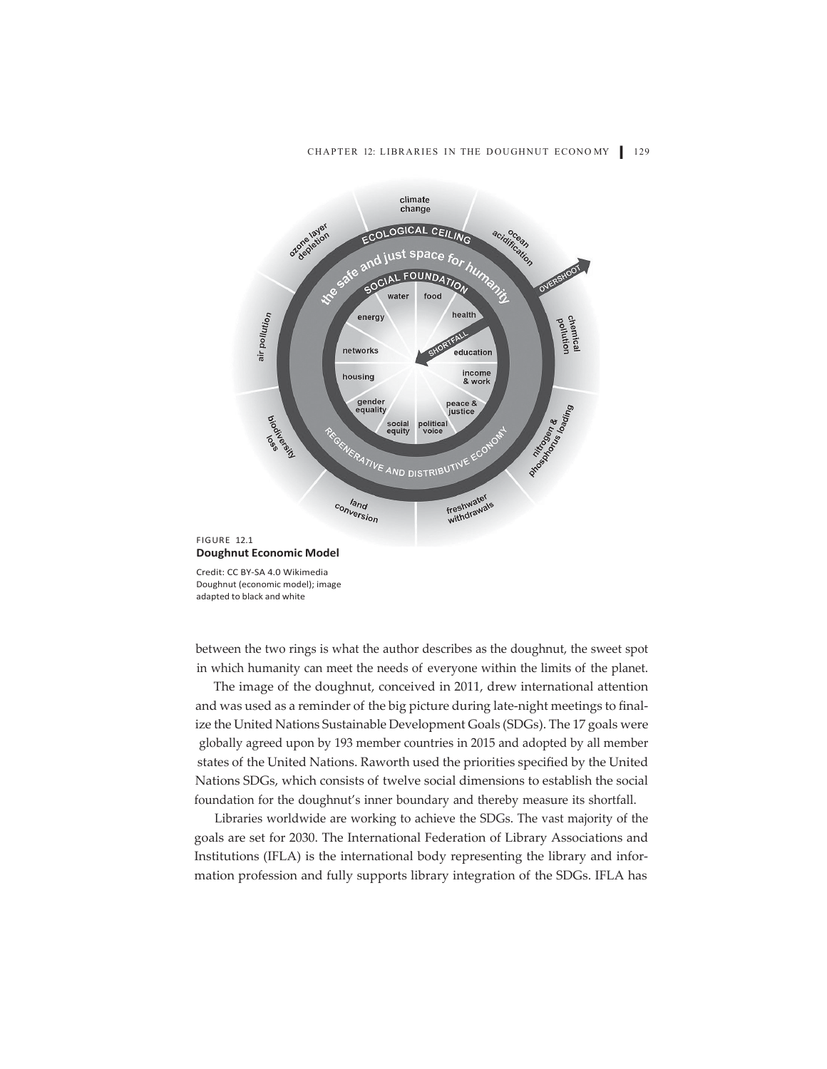FIGURE 12.1
**Doughnut Economic Model**

Credit: CC BY-SA 4.0 Wikimedia Doughnut (economic model); image adapted to black and white

between the two rings is what the author describes as the doughnut, the sweet spot in which humanity can meet the needs of everyone within the limits of the planet.

The image of the doughnut, conceived in 2011, drew international attention and was used as a reminder of the big picture during late-night meetings to finalize the United Nations Sustainable Development Goals (SDGs). The 17 goals were globally agreed upon by 193 member countries in 2015 and adopted by all member states of the United Nations. Raworth used the priorities specified by the United Nations SDGs, which consists of twelve social dimensions to establish the social foundation for the doughnut's inner boundary and thereby measure its shortfall.

Libraries worldwide are working to achieve the SDGs. The vast majority of the goals are set for 2030. The International Federation of Library Associations and Institutions (IFLA) is the international body representing the library and information profession and fully supports library integration of the SDGs. IFLA has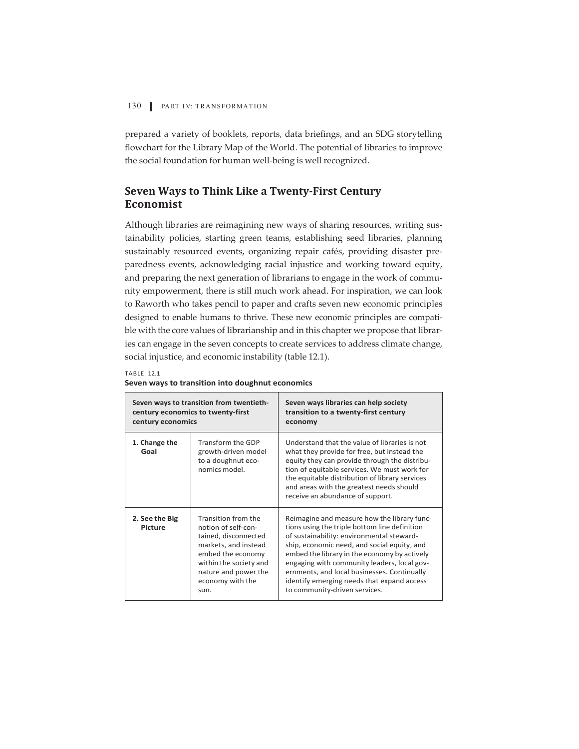prepared a variety of booklets, reports, data briefings, and an SDG storytelling flowchart for the Library Map of the World. The potential of libraries to improve the social foundation for human well-being is well recognized.

## Seven Ways to Think Like a Twenty-First Century Economist

Although libraries are reimagining new ways of sharing resources, writing sustainability policies, starting green teams, establishing seed libraries, planning sustainably resourced events, organizing repair cafés, providing disaster preparedness events, acknowledging racial injustice and working toward equity, and preparing the next generation of librarians to engage in the work of community empowerment, there is still much work ahead. For inspiration, we can look to Raworth who takes pencil to paper and crafts seven new economic principles designed to enable humans to thrive. These new economic principles are compatible with the core values of librarianship and in this chapter we propose that libraries can engage in the seven concepts to create services to address climate change, social injustice, and economic instability (table 12.1).

TABLE 12.1
**Seven ways to transition into doughnut economics**

| **Seven ways to transition from twentieth-century economics to twenty-first century economics** | | **Seven ways libraries can help society transition to a twenty-first century economy** |
|---|---|---|
| **1. Change the Goal** | Transform the GDP growth-driven model to a doughnut economics model. | Understand that the value of libraries is not what they provide for free, but instead the equity they can provide through the distribution of equitable services. We must work for the equitable distribution of library services and areas with the greatest needs should receive an abundance of support. |
| **2. See the Big Picture** | Transition from the notion of self-contained, disconnected markets, and instead embed the economy within the society and nature and power the economy with the sun. | Reimagine and measure how the library functions using the triple bottom line definition of sustainability: environmental stewardship, economic need, and social equity, and embed the library in the economy by actively engaging with community leaders, local governments, and local businesses. Continually identify emerging needs that expand access to community-driven services. |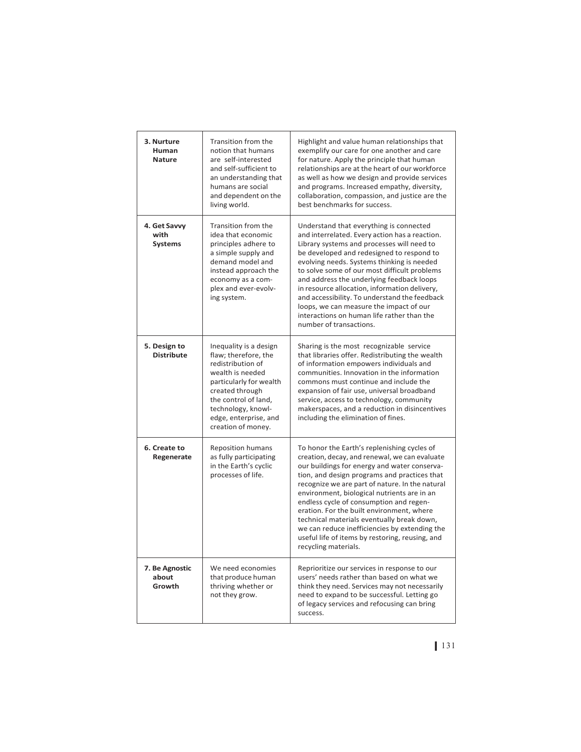| | | |
|---|---|---|
| **3. Nurture Human Nature** | Transition from the notion that humans are self-interested and self-sufficient to an understanding that humans are social and dependent on the living world. | Highlight and value human relationships that exemplify our care for one another and care for nature. Apply the principle that human relationships are at the heart of our workforce as well as how we design and provide services and programs. Increased empathy, diversity, collaboration, compassion, and justice are the best benchmarks for success. |
| **4. Get Savvy with Systems** | Transition from the idea that economic principles adhere to a simple supply and demand model and instead approach the economy as a complex and ever-evolving system. | Understand that everything is connected and interrelated. Every action has a reaction. Library systems and processes will need to be developed and redesigned to respond to evolving needs. Systems thinking is needed to solve some of our most difficult problems and address the underlying feedback loops in resource allocation, information delivery, and accessibility. To understand the feedback loops, we can measure the impact of our interactions on human life rather than the number of transactions. |
| **5. Design to Distribute** | Inequality is a design flaw; therefore, the redistribution of wealth is needed particularly for wealth created through the control of land, technology, knowledge, enterprise, and creation of money. | Sharing is the most recognizable service that libraries offer. Redistributing the wealth of information empowers individuals and communities. Innovation in the information commons must continue and include the expansion of fair use, universal broadband service, access to technology, community makerspaces, and a reduction in disincentives including the elimination of fines. |
| **6. Create to Regenerate** | Reposition humans as fully participating in the Earth's cyclic processes of life. | To honor the Earth's replenishing cycles of creation, decay, and renewal, we can evaluate our buildings for energy and water conservation, and design programs and practices that recognize we are part of nature. In the natural environment, biological nutrients are in an endless cycle of consumption and regeneration. For the built environment, where technical materials eventually break down, we can reduce inefficiencies by extending the useful life of items by restoring, reusing, and recycling materials. |
| **7. Be Agnostic about Growth** | We need economies that produce human thriving whether or not they grow. | Reprioritize our services in response to our users' needs rather than based on what we think they need. Services may not necessarily need to expand to be successful. Letting go of legacy services and refocusing can bring success. |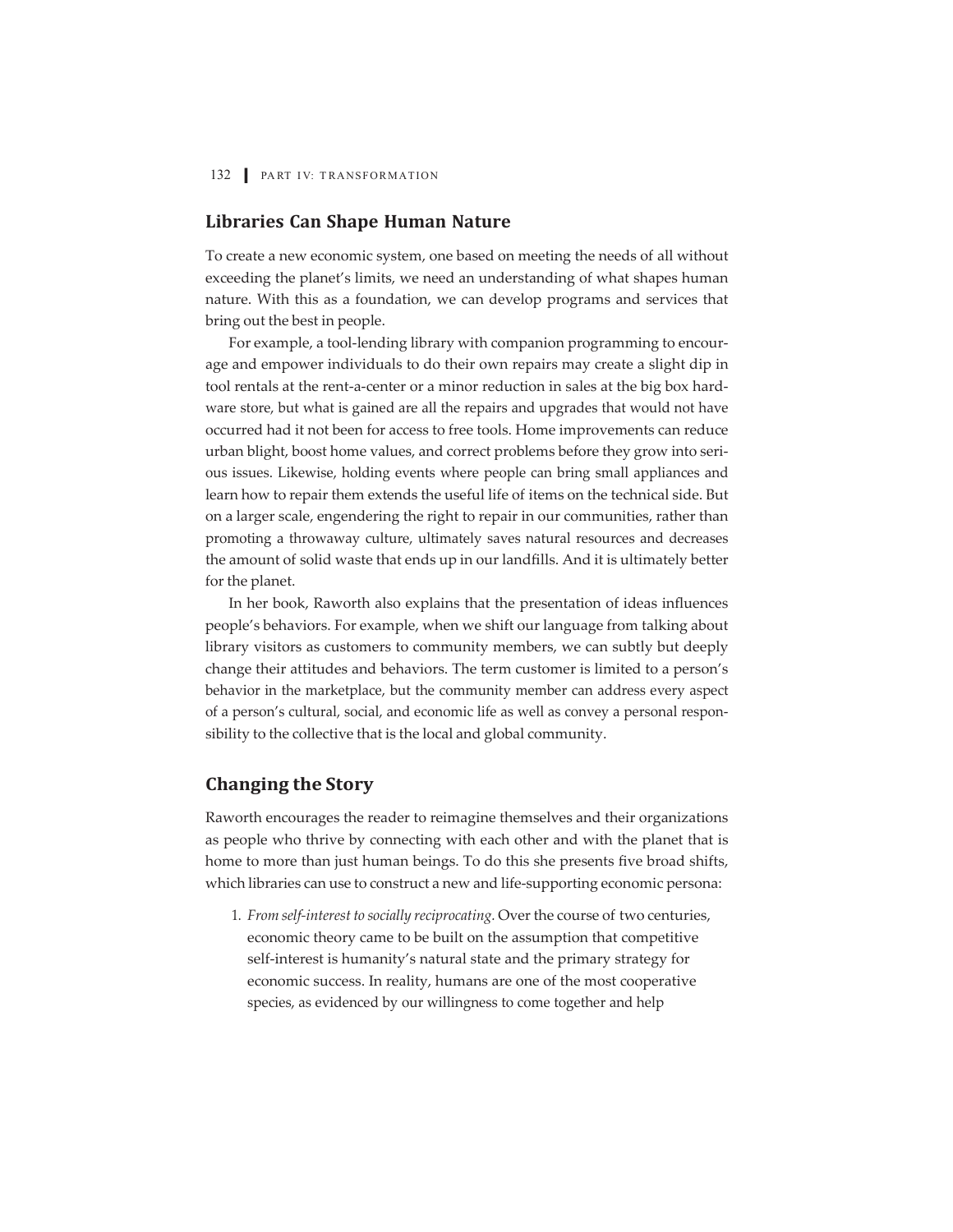## Libraries Can Shape Human Nature

To create a new economic system, one based on meeting the needs of all without exceeding the planet's limits, we need an understanding of what shapes human nature. With this as a foundation, we can develop programs and services that bring out the best in people.

For example, a tool-lending library with companion programming to encourage and empower individuals to do their own repairs may create a slight dip in tool rentals at the rent-a-center or a minor reduction in sales at the big box hardware store, but what is gained are all the repairs and upgrades that would not have occurred had it not been for access to free tools. Home improvements can reduce urban blight, boost home values, and correct problems before they grow into serious issues. Likewise, holding events where people can bring small appliances and learn how to repair them extends the useful life of items on the technical side. But on a larger scale, engendering the right to repair in our communities, rather than promoting a throwaway culture, ultimately saves natural resources and decreases the amount of solid waste that ends up in our landfills. And it is ultimately better for the planet.

In her book, Raworth also explains that the presentation of ideas influences people's behaviors. For example, when we shift our language from talking about library visitors as customers to community members, we can subtly but deeply change their attitudes and behaviors. The term customer is limited to a person's behavior in the marketplace, but the community member can address every aspect of a person's cultural, social, and economic life as well as convey a personal responsibility to the collective that is the local and global community.

## Changing the Story

Raworth encourages the reader to reimagine themselves and their organizations as people who thrive by connecting with each other and with the planet that is home to more than just human beings. To do this she presents five broad shifts, which libraries can use to construct a new and life-supporting economic persona:

1. *From self-interest to socially reciprocating.* Over the course of two centuries, economic theory came to be built on the assumption that competitive self-interest is humanity's natural state and the primary strategy for economic success. In reality, humans are one of the most cooperative species, as evidenced by our willingness to come together and help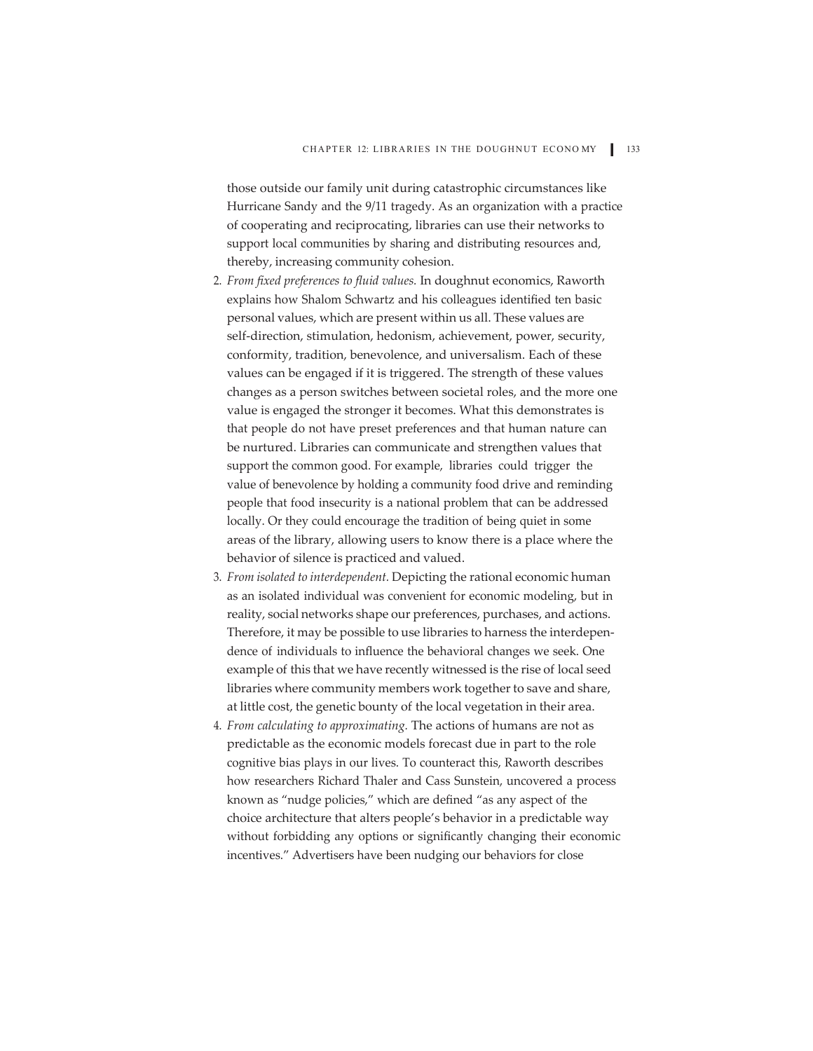those outside our family unit during catastrophic circumstances like Hurricane Sandy and the 9/11 tragedy. As an organization with a practice of cooperating and reciprocating, libraries can use their networks to support local communities by sharing and distributing resources and, thereby, increasing community cohesion.

2. *From fixed preferences to fluid values.* In doughnut economics, Raworth explains how Shalom Schwartz and his colleagues identified ten basic personal values, which are present within us all. These values are self-direction, stimulation, hedonism, achievement, power, security, conformity, tradition, benevolence, and universalism. Each of these values can be engaged if it is triggered. The strength of these values changes as a person switches between societal roles, and the more one value is engaged the stronger it becomes. What this demonstrates is that people do not have preset preferences and that human nature can be nurtured. Libraries can communicate and strengthen values that support the common good. For example, libraries could trigger the value of benevolence by holding a community food drive and reminding people that food insecurity is a national problem that can be addressed locally. Or they could encourage the tradition of being quiet in some areas of the library, allowing users to know there is a place where the behavior of silence is practiced and valued.
3. *From isolated to interdependent.* Depicting the rational economic human as an isolated individual was convenient for economic modeling, but in reality, social networks shape our preferences, purchases, and actions. Therefore, it may be possible to use libraries to harness the interdependence of individuals to influence the behavioral changes we seek. One example of this that we have recently witnessed is the rise of local seed libraries where community members work together to save and share, at little cost, the genetic bounty of the local vegetation in their area.
4. *From calculating to approximating.* The actions of humans are not as predictable as the economic models forecast due in part to the role cognitive bias plays in our lives. To counteract this, Raworth describes how researchers Richard Thaler and Cass Sunstein, uncovered a process known as "nudge policies," which are defined "as any aspect of the choice architecture that alters people's behavior in a predictable way without forbidding any options or significantly changing their economic incentives." Advertisers have been nudging our behaviors for close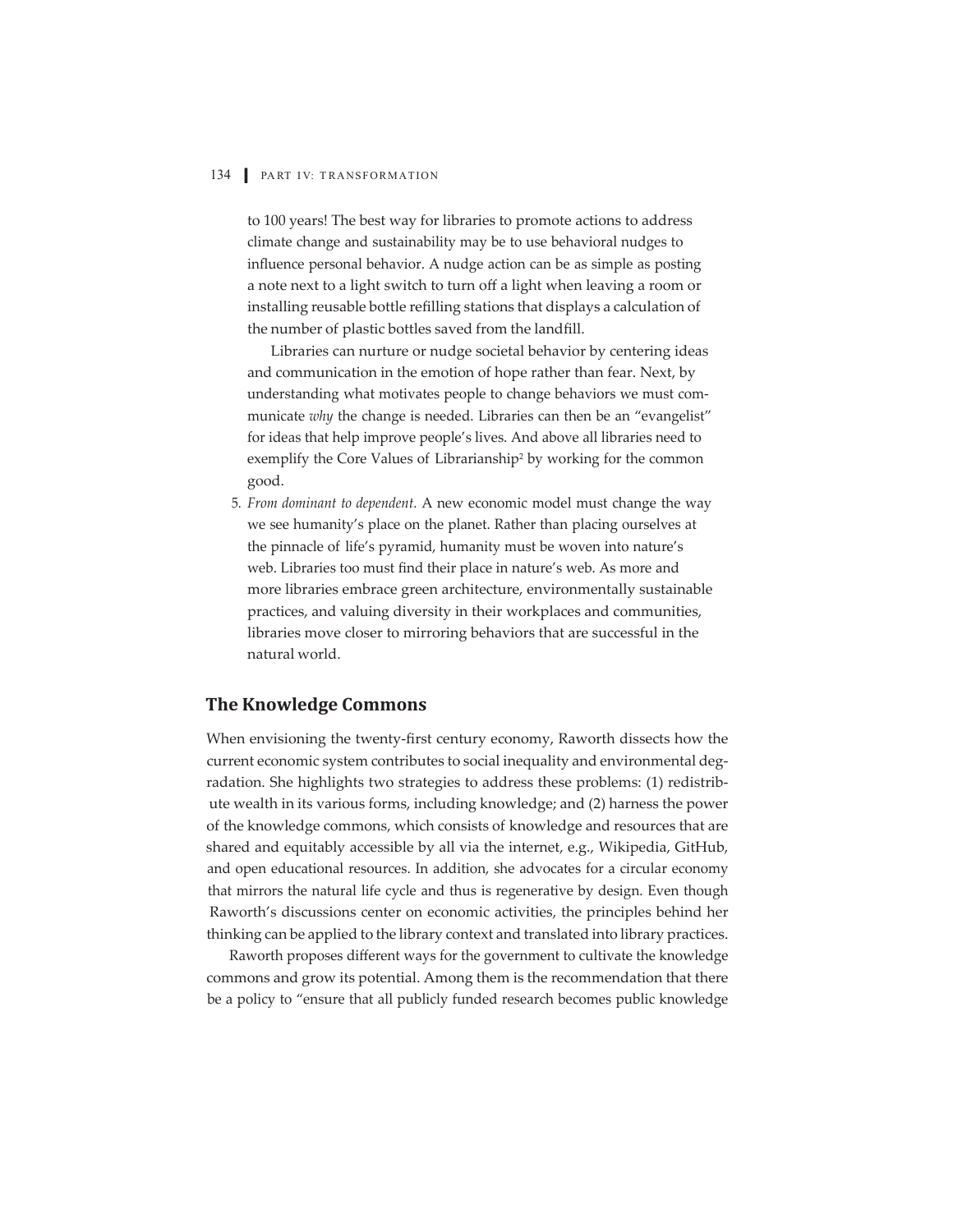to 100 years! The best way for libraries to promote actions to address climate change and sustainability may be to use behavioral nudges to influence personal behavior. A nudge action can be as simple as posting a note next to a light switch to turn off a light when leaving a room or installing reusable bottle refilling stations that displays a calculation of the number of plastic bottles saved from the landfill.

Libraries can nurture or nudge societal behavior by centering ideas and communication in the emotion of hope rather than fear. Next, by understanding what motivates people to change behaviors we must communicate *why* the change is needed. Libraries can then be an "evangelist" for ideas that help improve people's lives. And above all libraries need to exemplify the Core Values of Librarianship[2] by working for the common good.

5. *From dominant to dependent.* A new economic model must change the way we see humanity's place on the planet. Rather than placing ourselves at the pinnacle of life's pyramid, humanity must be woven into nature's web. Libraries too must find their place in nature's web. As more and more libraries embrace green architecture, environmentally sustainable practices, and valuing diversity in their workplaces and communities, libraries move closer to mirroring behaviors that are successful in the natural world.

## The Knowledge Commons

When envisioning the twenty-first century economy, Raworth dissects how the current economic system contributes to social inequality and environmental degradation. She highlights two strategies to address these problems: (1) redistribute wealth in its various forms, including knowledge; and (2) harness the power of the knowledge commons, which consists of knowledge and resources that are shared and equitably accessible by all via the internet, e.g., Wikipedia, GitHub, and open educational resources. In addition, she advocates for a circular economy that mirrors the natural life cycle and thus is regenerative by design. Even though Raworth's discussions center on economic activities, the principles behind her thinking can be applied to the library context and translated into library practices.

Raworth proposes different ways for the government to cultivate the knowledge commons and grow its potential. Among them is the recommendation that there be a policy to "ensure that all publicly funded research becomes public knowledge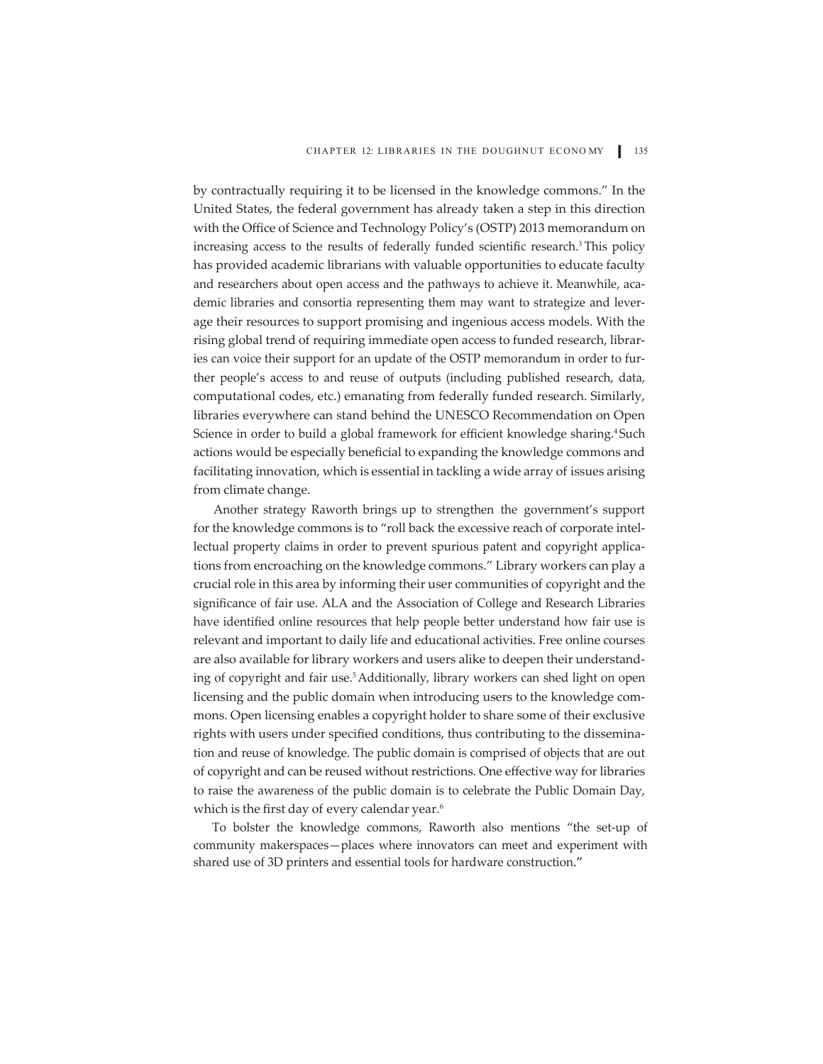by contractually requiring it to be licensed in the knowledge commons." In the United States, the federal government has already taken a step in this direction with the Office of Science and Technology Policy's (OSTP) 2013 memorandum on increasing access to the results of federally funded scientific research.[3] This policy has provided academic librarians with valuable opportunities to educate faculty and researchers about open access and the pathways to achieve it. Meanwhile, academic libraries and consortia representing them may want to strategize and leverage their resources to support promising and ingenious access models. With the rising global trend of requiring immediate open access to funded research, libraries can voice their support for an update of the OSTP memorandum in order to further people's access to and reuse of outputs (including published research, data, computational codes, etc.) emanating from federally funded research. Similarly, libraries everywhere can stand behind the UNESCO Recommendation on Open Science in order to build a global framework for efficient knowledge sharing.[4] Such actions would be especially beneficial to expanding the knowledge commons and facilitating innovation, which is essential in tackling a wide array of issues arising from climate change.

Another strategy Raworth brings up to strengthen the government's support for the knowledge commons is to "roll back the excessive reach of corporate intellectual property claims in order to prevent spurious patent and copyright applications from encroaching on the knowledge commons." Library workers can play a crucial role in this area by informing their user communities of copyright and the significance of fair use. ALA and the Association of College and Research Libraries have identified online resources that help people better understand how fair use is relevant and important to daily life and educational activities. Free online courses are also available for library workers and users alike to deepen their understanding of copyright and fair use.[5] Additionally, library workers can shed light on open licensing and the public domain when introducing users to the knowledge commons. Open licensing enables a copyright holder to share some of their exclusive rights with users under specified conditions, thus contributing to the dissemination and reuse of knowledge. The public domain is comprised of objects that are out of copyright and can be reused without restrictions. One effective way for libraries to raise the awareness of the public domain is to celebrate the Public Domain Day, which is the first day of every calendar year.[6]

To bolster the knowledge commons, Raworth also mentions "the set-up of community makerspaces—places where innovators can meet and experiment with shared use of 3D printers and essential tools for hardware construction."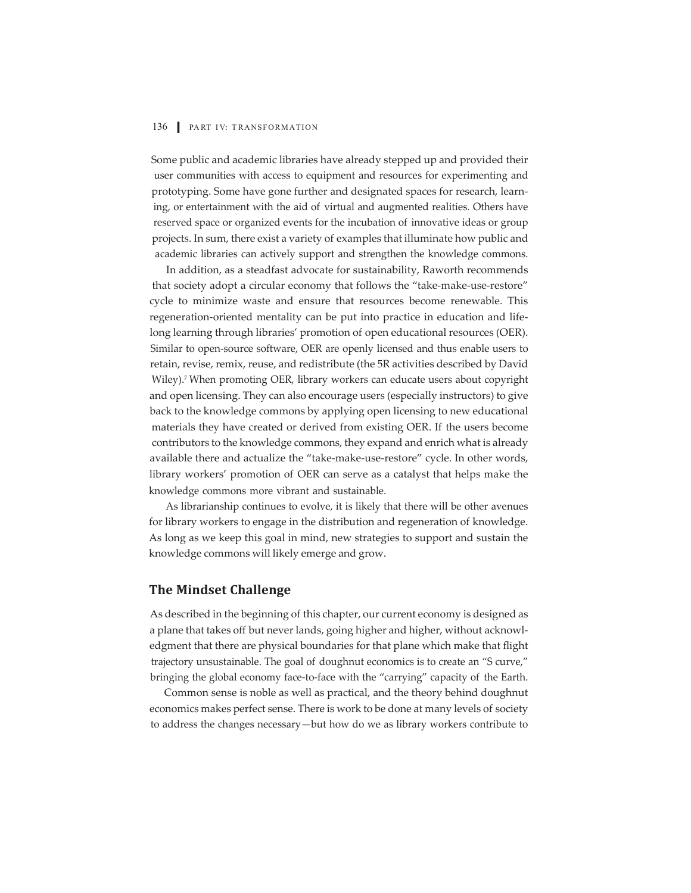Some public and academic libraries have already stepped up and provided their user communities with access to equipment and resources for experimenting and prototyping. Some have gone further and designated spaces for research, learning, or entertainment with the aid of virtual and augmented realities. Others have reserved space or organized events for the incubation of innovative ideas or group projects. In sum, there exist a variety of examples that illuminate how public and academic libraries can actively support and strengthen the knowledge commons.

In addition, as a steadfast advocate for sustainability, Raworth recommends that society adopt a circular economy that follows the "take-make-use-restore" cycle to minimize waste and ensure that resources become renewable. This regeneration-oriented mentality can be put into practice in education and lifelong learning through libraries' promotion of open educational resources (OER). Similar to open-source software, OER are openly licensed and thus enable users to retain, revise, remix, reuse, and redistribute (the 5R activities described by David Wiley).[7] When promoting OER, library workers can educate users about copyright and open licensing. They can also encourage users (especially instructors) to give back to the knowledge commons by applying open licensing to new educational materials they have created or derived from existing OER. If the users become contributors to the knowledge commons, they expand and enrich what is already available there and actualize the "take-make-use-restore" cycle. In other words, library workers' promotion of OER can serve as a catalyst that helps make the knowledge commons more vibrant and sustainable.

As librarianship continues to evolve, it is likely that there will be other avenues for library workers to engage in the distribution and regeneration of knowledge. As long as we keep this goal in mind, new strategies to support and sustain the knowledge commons will likely emerge and grow.

## The Mindset Challenge

As described in the beginning of this chapter, our current economy is designed as a plane that takes off but never lands, going higher and higher, without acknowledgment that there are physical boundaries for that plane which make that flight trajectory unsustainable. The goal of doughnut economics is to create an "S curve," bringing the global economy face-to-face with the "carrying" capacity of the Earth.

Common sense is noble as well as practical, and the theory behind doughnut economics makes perfect sense. There is work to be done at many levels of society to address the changes necessary—but how do we as library workers contribute to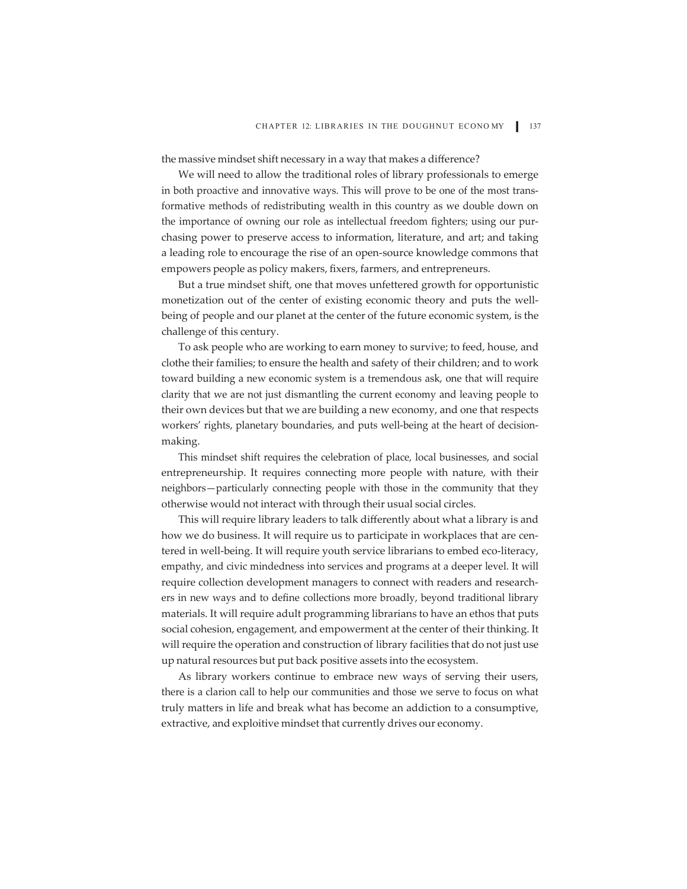the massive mindset shift necessary in a way that makes a difference?

We will need to allow the traditional roles of library professionals to emerge in both proactive and innovative ways. This will prove to be one of the most transformative methods of redistributing wealth in this country as we double down on the importance of owning our role as intellectual freedom fighters; using our purchasing power to preserve access to information, literature, and art; and taking a leading role to encourage the rise of an open-source knowledge commons that empowers people as policy makers, fixers, farmers, and entrepreneurs.

But a true mindset shift, one that moves unfettered growth for opportunistic monetization out of the center of existing economic theory and puts the well-being of people and our planet at the center of the future economic system, is the challenge of this century.

To ask people who are working to earn money to survive; to feed, house, and clothe their families; to ensure the health and safety of their children; and to work toward building a new economic system is a tremendous ask, one that will require clarity that we are not just dismantling the current economy and leaving people to their own devices but that we are building a new economy, and one that respects workers' rights, planetary boundaries, and puts well-being at the heart of decision-making.

This mindset shift requires the celebration of place, local businesses, and social entrepreneurship. It requires connecting more people with nature, with their neighbors—particularly connecting people with those in the community that they otherwise would not interact with through their usual social circles.

This will require library leaders to talk differently about what a library is and how we do business. It will require us to participate in workplaces that are centered in well-being. It will require youth service librarians to embed eco-literacy, empathy, and civic mindedness into services and programs at a deeper level. It will require collection development managers to connect with readers and researchers in new ways and to define collections more broadly, beyond traditional library materials. It will require adult programming librarians to have an ethos that puts social cohesion, engagement, and empowerment at the center of their thinking. It will require the operation and construction of library facilities that do not just use up natural resources but put back positive assets into the ecosystem.

As library workers continue to embrace new ways of serving their users, there is a clarion call to help our communities and those we serve to focus on what truly matters in life and break what has become an addiction to a consumptive, extractive, and exploitive mindset that currently drives our economy.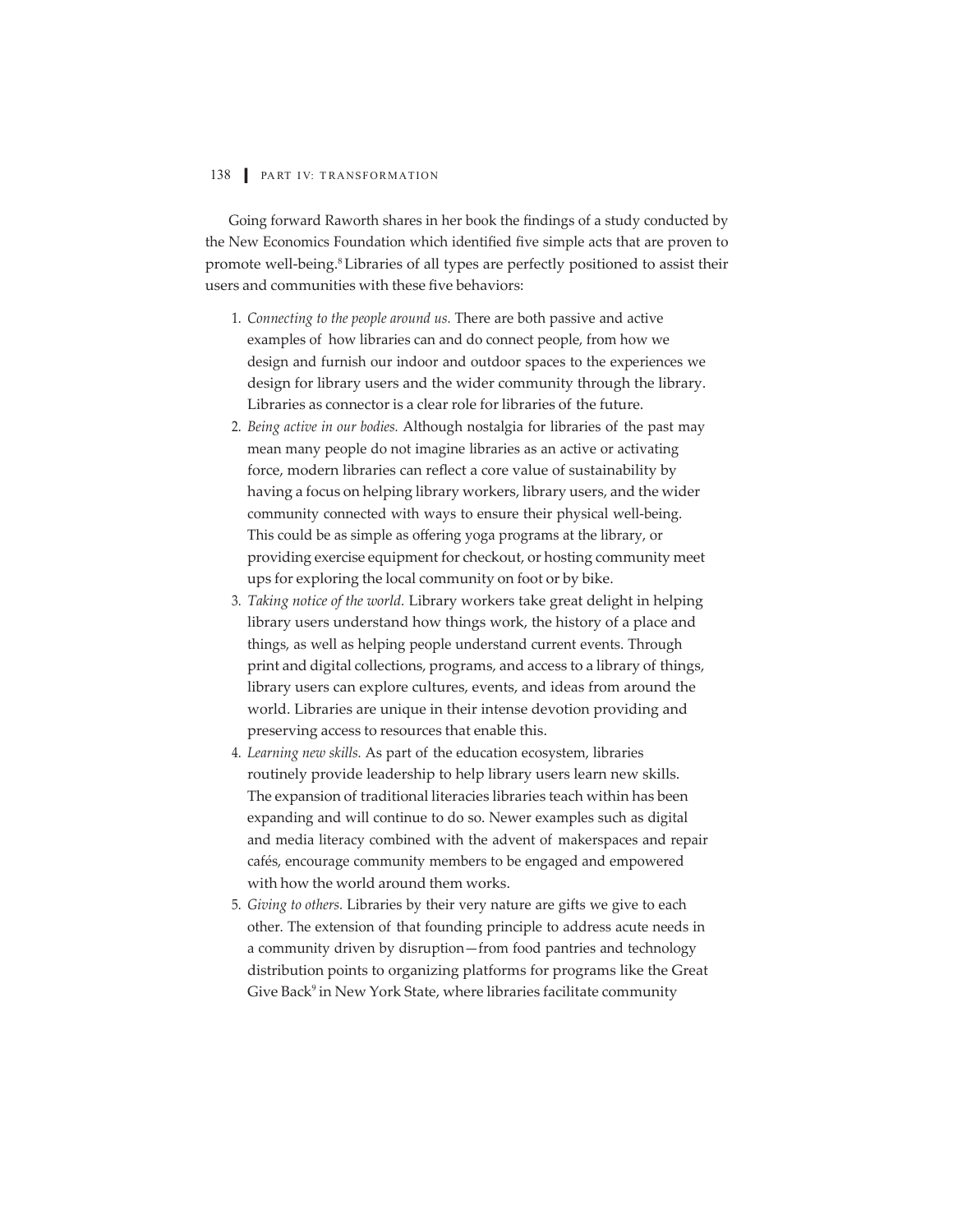Going forward Raworth shares in her book the findings of a study conducted by the New Economics Foundation which identified five simple acts that are proven to promote well-being.[8] Libraries of all types are perfectly positioned to assist their users and communities with these five behaviors:

1. *Connecting to the people around us.* There are both passive and active examples of how libraries can and do connect people, from how we design and furnish our indoor and outdoor spaces to the experiences we design for library users and the wider community through the library. Libraries as connector is a clear role for libraries of the future.
2. *Being active in our bodies.* Although nostalgia for libraries of the past may mean many people do not imagine libraries as an active or activating force, modern libraries can reflect a core value of sustainability by having a focus on helping library workers, library users, and the wider community connected with ways to ensure their physical well-being. This could be as simple as offering yoga programs at the library, or providing exercise equipment for checkout, or hosting community meet ups for exploring the local community on foot or by bike.
3. *Taking notice of the world.* Library workers take great delight in helping library users understand how things work, the history of a place and things, as well as helping people understand current events. Through print and digital collections, programs, and access to a library of things, library users can explore cultures, events, and ideas from around the world. Libraries are unique in their intense devotion providing and preserving access to resources that enable this.
4. *Learning new skills.* As part of the education ecosystem, libraries routinely provide leadership to help library users learn new skills. The expansion of traditional literacies libraries teach within has been expanding and will continue to do so. Newer examples such as digital and media literacy combined with the advent of makerspaces and repair cafés, encourage community members to be engaged and empowered with how the world around them works.
5. *Giving to others.* Libraries by their very nature are gifts we give to each other. The extension of that founding principle to address acute needs in a community driven by disruption—from food pantries and technology distribution points to organizing platforms for programs like the Great Give Back[9] in New York State, where libraries facilitate community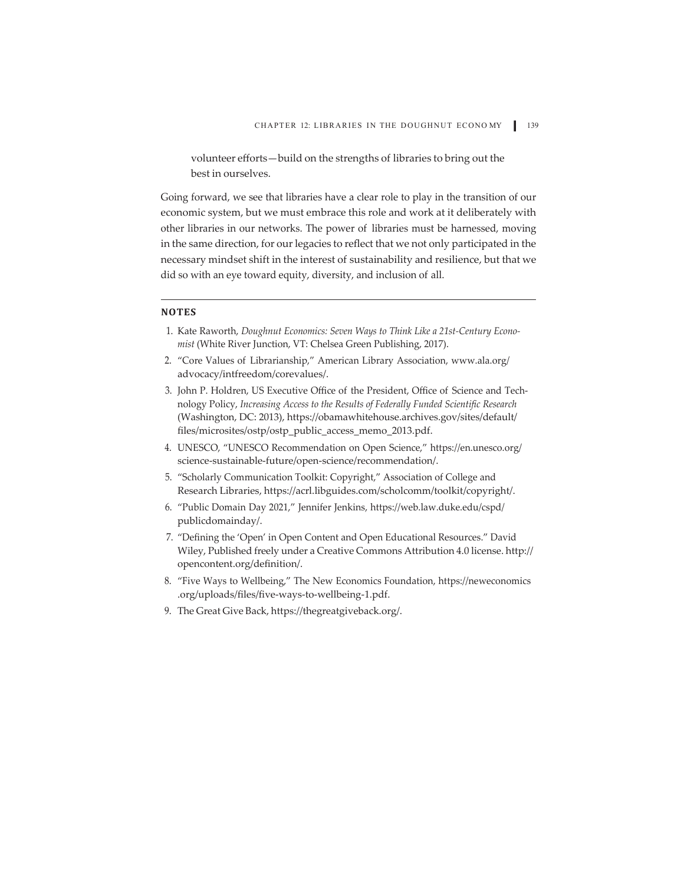volunteer efforts—build on the strengths of libraries to bring out the best in ourselves.

Going forward, we see that libraries have a clear role to play in the transition of our economic system, but we must embrace this role and work at it deliberately with other libraries in our networks. The power of libraries must be harnessed, moving in the same direction, for our legacies to reflect that we not only participated in the necessary mindset shift in the interest of sustainability and resilience, but that we did so with an eye toward equity, diversity, and inclusion of all.

---

## NOTES

1. Kate Raworth, *Doughnut Economics: Seven Ways to Think Like a 21st-Century Economist* (White River Junction, VT: Chelsea Green Publishing, 2017).
2. "Core Values of Librarianship," American Library Association, www.ala.org/advocacy/intfreedom/corevalues/.
3. John P. Holdren, US Executive Office of the President, Office of Science and Technology Policy, *Increasing Access to the Results of Federally Funded Scientific Research* (Washington, DC: 2013), https://obamawhitehouse.archives.gov/sites/default/files/microsites/ostp/ostp_public_access_memo_2013.pdf.
4. UNESCO, "UNESCO Recommendation on Open Science," https://en.unesco.org/science-sustainable-future/open-science/recommendation/.
5. "Scholarly Communication Toolkit: Copyright," Association of College and Research Libraries, https://acrl.libguides.com/scholcomm/toolkit/copyright/.
6. "Public Domain Day 2021," Jennifer Jenkins, https://web.law.duke.edu/cspd/publicdomainday/.
7. "Defining the 'Open' in Open Content and Open Educational Resources." David Wiley, Published freely under a Creative Commons Attribution 4.0 license. http://opencontent.org/definition/.
8. "Five Ways to Wellbeing," The New Economics Foundation, https://neweconomics.org/uploads/files/five-ways-to-wellbeing-1.pdf.
9. The Great Give Back, https://thegreatgiveback.org/.